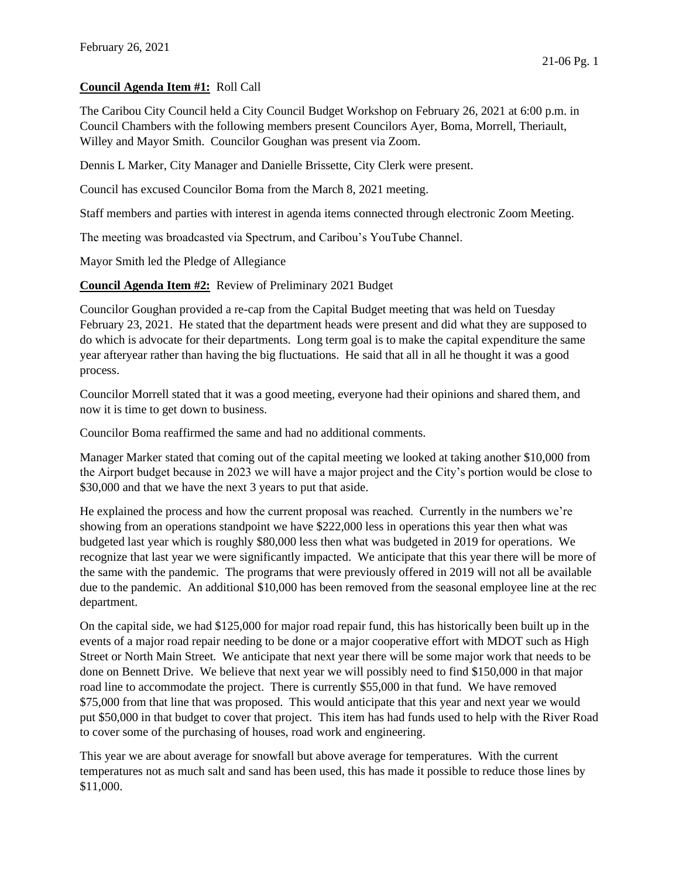February 26, 2021

**Council Agenda Item #1:** Roll Call

The Caribou City Council held a City Council Budget Workshop on February 26, 2021 at 6:00 p.m. in Council Chambers with the following members present Councilors Ayer, Boma, Morrell, Theriault, Willey and Mayor Smith. Councilor Goughan was present via Zoom.

Dennis L Marker, City Manager and Danielle Brissette, City Clerk were present.

Council has excused Councilor Boma from the March 8, 2021 meeting.

Staff members and parties with interest in agenda items connected through electronic Zoom Meeting.

The meeting was broadcasted via Spectrum, and Caribou's YouTube Channel.

Mayor Smith led the Pledge of Allegiance

**Council Agenda Item #2:** Review of Preliminary 2021 Budget

Councilor Goughan provided a re-cap from the Capital Budget meeting that was held on Tuesday February 23, 2021. He stated that the department heads were present and did what they are supposed to do which is advocate for their departments. Long term goal is to make the capital expenditure the same year afteryear rather than having the big fluctuations. He said that all in all he thought it was a good process.

Councilor Morrell stated that it was a good meeting, everyone had their opinions and shared them, and now it is time to get down to business.

Councilor Boma reaffirmed the same and had no additional comments.

Manager Marker stated that coming out of the capital meeting we looked at taking another $10,000 from the Airport budget because in 2023 we will have a major project and the City's portion would be close to $30,000 and that we have the next 3 years to put that aside.

He explained the process and how the current proposal was reached. Currently in the numbers we're showing from an operations standpoint we have $222,000 less in operations this year then what was budgeted last year which is roughly $80,000 less then what was budgeted in 2019 for operations. We recognize that last year we were significantly impacted. We anticipate that this year there will be more of the same with the pandemic. The programs that were previously offered in 2019 will not all be available due to the pandemic. An additional $10,000 has been removed from the seasonal employee line at the rec department.

On the capital side, we had $125,000 for major road repair fund, this has historically been built up in the events of a major road repair needing to be done or a major cooperative effort with MDOT such as High Street or North Main Street. We anticipate that next year there will be some major work that needs to be done on Bennett Drive. We believe that next year we will possibly need to find $150,000 in that major road line to accommodate the project. There is currently $55,000 in that fund. We have removed $75,000 from that line that was proposed. This would anticipate that this year and next year we would put $50,000 in that budget to cover that project. This item has had funds used to help with the River Road to cover some of the purchasing of houses, road work and engineering.

This year we are about average for snowfall but above average for temperatures. With the current temperatures not as much salt and sand has been used, this has made it possible to reduce those lines by $11,000.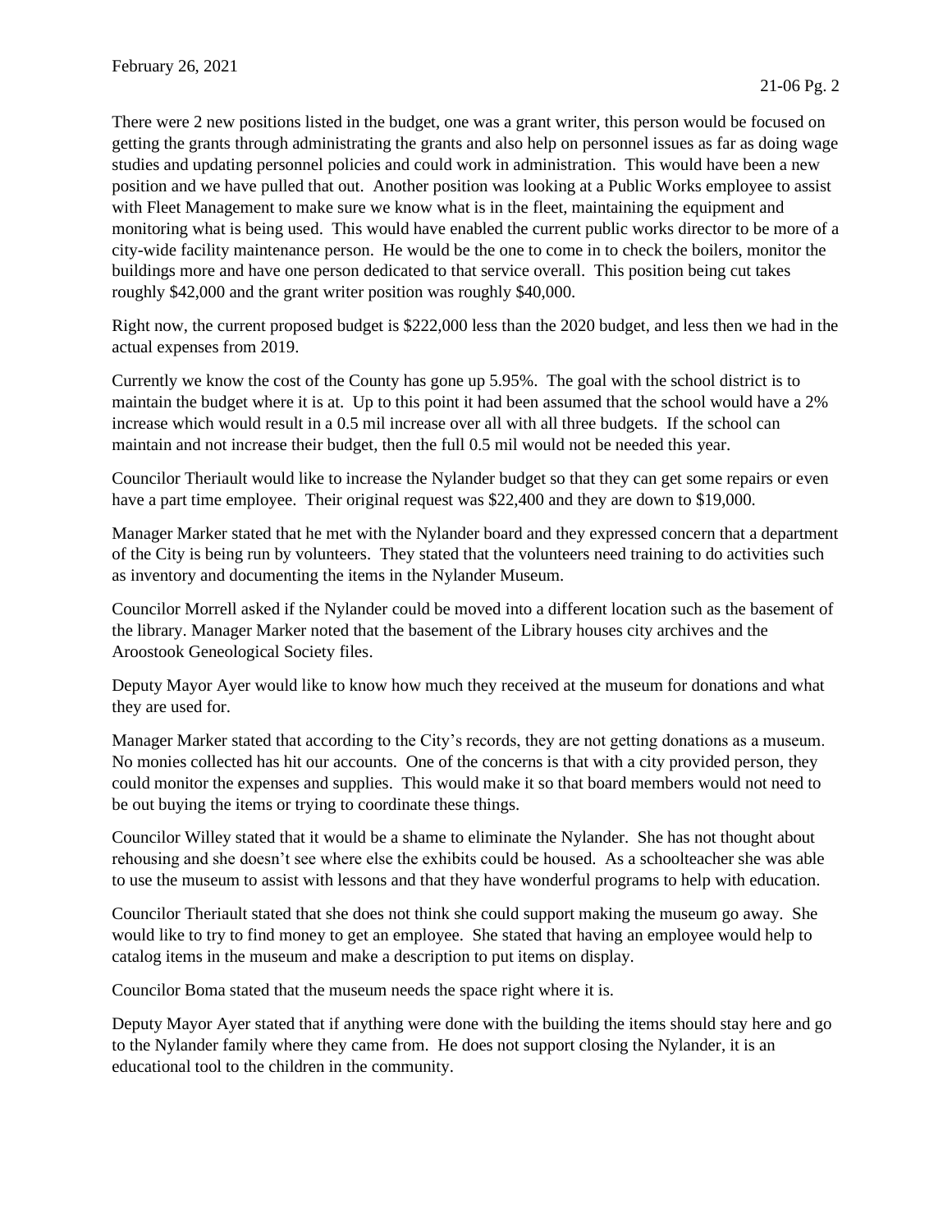There were 2 new positions listed in the budget, one was a grant writer, this person would be focused on getting the grants through administrating the grants and also help on personnel issues as far as doing wage studies and updating personnel policies and could work in administration. This would have been a new position and we have pulled that out. Another position was looking at a Public Works employee to assist with Fleet Management to make sure we know what is in the fleet, maintaining the equipment and monitoring what is being used. This would have enabled the current public works director to be more of a city-wide facility maintenance person. He would be the one to come in to check the boilers, monitor the buildings more and have one person dedicated to that service overall. This position being cut takes roughly $42,000 and the grant writer position was roughly $40,000.

Right now, the current proposed budget is $222,000 less than the 2020 budget, and less then we had in the actual expenses from 2019.

Currently we know the cost of the County has gone up 5.95%. The goal with the school district is to maintain the budget where it is at. Up to this point it had been assumed that the school would have a 2% increase which would result in a 0.5 mil increase over all with all three budgets. If the school can maintain and not increase their budget, then the full 0.5 mil would not be needed this year.

Councilor Theriault would like to increase the Nylander budget so that they can get some repairs or even have a part time employee. Their original request was $22,400 and they are down to $19,000.

Manager Marker stated that he met with the Nylander board and they expressed concern that a department of the City is being run by volunteers. They stated that the volunteers need training to do activities such as inventory and documenting the items in the Nylander Museum.

Councilor Morrell asked if the Nylander could be moved into a different location such as the basement of the library. Manager Marker noted that the basement of the Library houses city archives and the Aroostook Geneological Society files.

Deputy Mayor Ayer would like to know how much they received at the museum for donations and what they are used for.

Manager Marker stated that according to the City's records, they are not getting donations as a museum. No monies collected has hit our accounts. One of the concerns is that with a city provided person, they could monitor the expenses and supplies. This would make it so that board members would not need to be out buying the items or trying to coordinate these things.

Councilor Willey stated that it would be a shame to eliminate the Nylander. She has not thought about rehousing and she doesn't see where else the exhibits could be housed. As a schoolteacher she was able to use the museum to assist with lessons and that they have wonderful programs to help with education.

Councilor Theriault stated that she does not think she could support making the museum go away. She would like to try to find money to get an employee. She stated that having an employee would help to catalog items in the museum and make a description to put items on display.

Councilor Boma stated that the museum needs the space right where it is.

Deputy Mayor Ayer stated that if anything were done with the building the items should stay here and go to the Nylander family where they came from. He does not support closing the Nylander, it is an educational tool to the children in the community.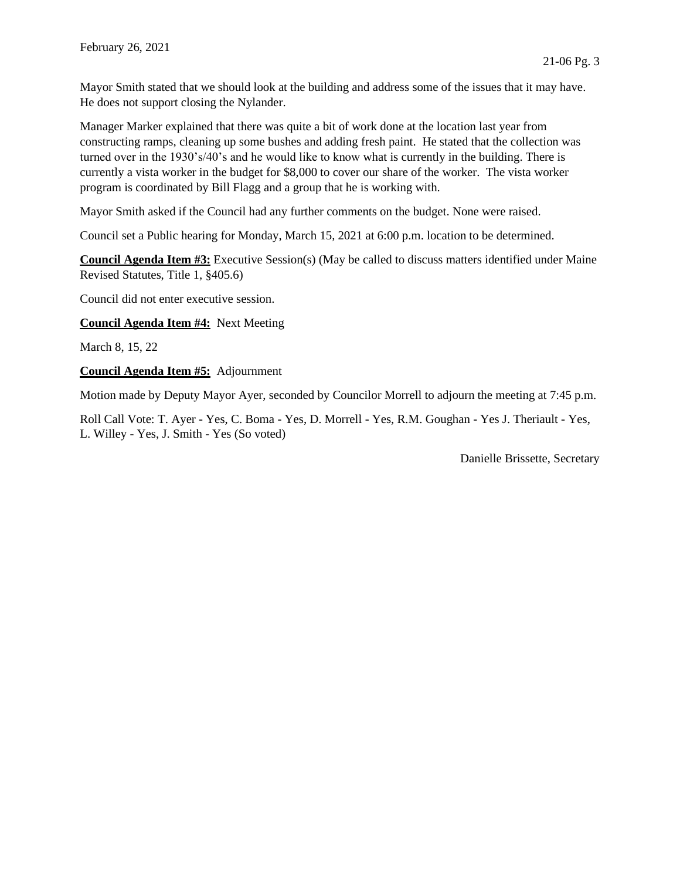Mayor Smith stated that we should look at the building and address some of the issues that it may have. He does not support closing the Nylander.

Manager Marker explained that there was quite a bit of work done at the location last year from constructing ramps, cleaning up some bushes and adding fresh paint. He stated that the collection was turned over in the 1930's/40's and he would like to know what is currently in the building. There is currently a vista worker in the budget for $8,000 to cover our share of the worker. The vista worker program is coordinated by Bill Flagg and a group that he is working with.

Mayor Smith asked if the Council had any further comments on the budget. None were raised.

Council set a Public hearing for Monday, March 15, 2021 at 6:00 p.m. location to be determined.

**Council Agenda Item #3:** Executive Session(s) (May be called to discuss matters identified under Maine Revised Statutes, Title 1, §405.6)

Council did not enter executive session.

**Council Agenda Item #4:** Next Meeting

March 8, 15, 22

**Council Agenda Item #5:** Adjournment

Motion made by Deputy Mayor Ayer, seconded by Councilor Morrell to adjourn the meeting at 7:45 p.m.

Roll Call Vote: T. Ayer - Yes, C. Boma - Yes, D. Morrell - Yes, R.M. Goughan - Yes J. Theriault - Yes, L. Willey - Yes, J. Smith - Yes (So voted)

Danielle Brissette, Secretary